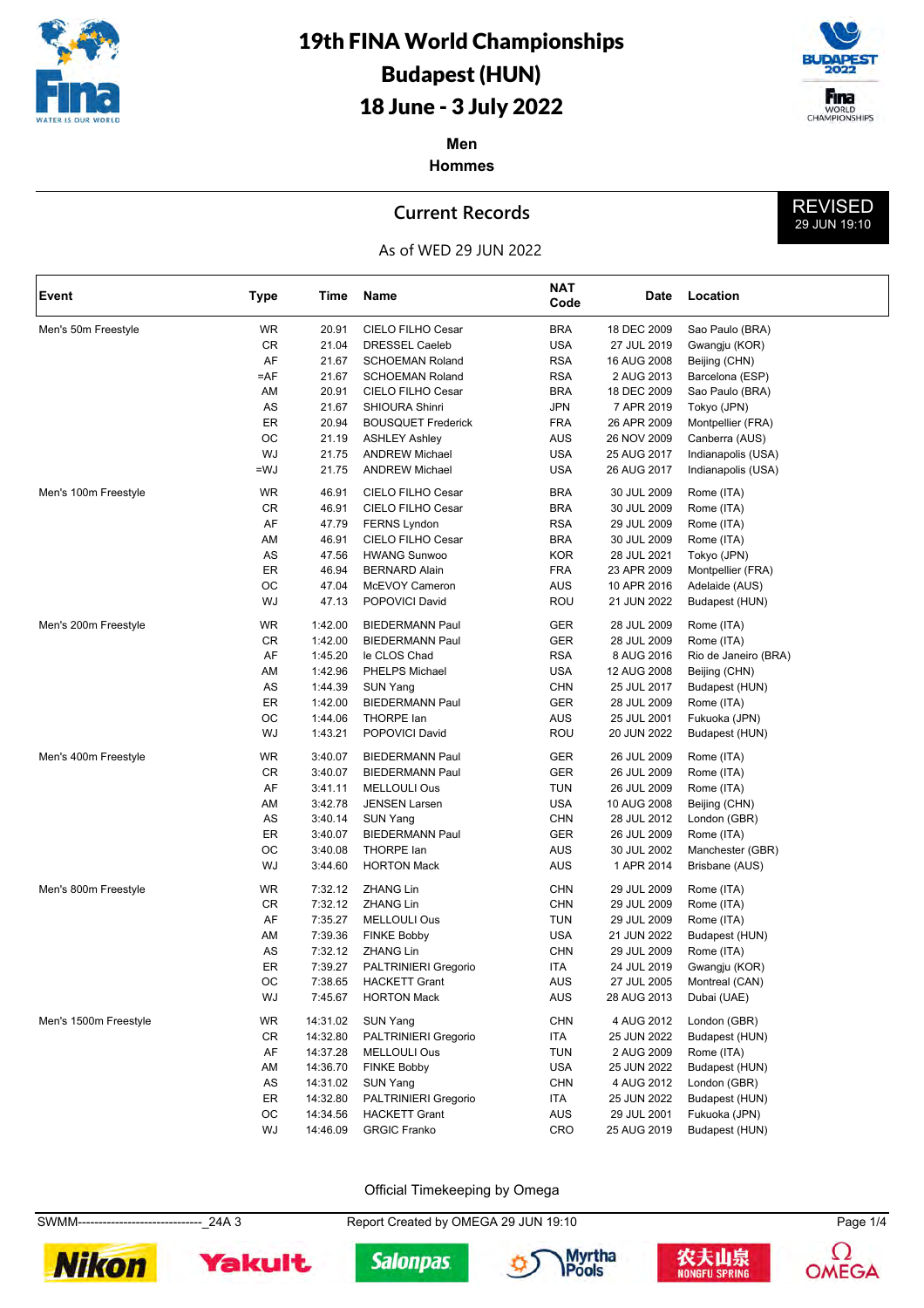# 19th FINA World Championships
# Budapest (HUN)
# 18 June - 3 July 2022

**Men**
**Hommes**

## Current Records

REVISED 29 JUN 19:10

As of WED 29 JUN 2022

| Event | Type | Time | Name | NAT Code | Date | Location |
|---|---|---|---|---|---|---|
| Men's 50m Freestyle | WR | 20.91 | CIELO FILHO Cesar | BRA | 18 DEC 2009 | Sao Paulo (BRA) |
| | CR | 21.04 | DRESSEL Caeleb | USA | 27 JUL 2019 | Gwangju (KOR) |
| | AF | 21.67 | SCHOEMAN Roland | RSA | 16 AUG 2008 | Beijing (CHN) |
| | =AF | 21.67 | SCHOEMAN Roland | RSA | 2 AUG 2013 | Barcelona (ESP) |
| | AM | 20.91 | CIELO FILHO Cesar | BRA | 18 DEC 2009 | Sao Paulo (BRA) |
| | AS | 21.67 | SHIOURA Shinri | JPN | 7 APR 2019 | Tokyo (JPN) |
| | ER | 20.94 | BOUSQUET Frederick | FRA | 26 APR 2009 | Montpellier (FRA) |
| | OC | 21.19 | ASHLEY Ashley | AUS | 26 NOV 2009 | Canberra (AUS) |
| | WJ | 21.75 | ANDREW Michael | USA | 25 AUG 2017 | Indianapolis (USA) |
| | =WJ | 21.75 | ANDREW Michael | USA | 26 AUG 2017 | Indianapolis (USA) |
| Men's 100m Freestyle | WR | 46.91 | CIELO FILHO Cesar | BRA | 30 JUL 2009 | Rome (ITA) |
| | CR | 46.91 | CIELO FILHO Cesar | BRA | 30 JUL 2009 | Rome (ITA) |
| | AF | 47.79 | FERNS Lyndon | RSA | 29 JUL 2009 | Rome (ITA) |
| | AM | 46.91 | CIELO FILHO Cesar | BRA | 30 JUL 2009 | Rome (ITA) |
| | AS | 47.56 | HWANG Sunwoo | KOR | 28 JUL 2021 | Tokyo (JPN) |
| | ER | 46.94 | BERNARD Alain | FRA | 23 APR 2009 | Montpellier (FRA) |
| | OC | 47.04 | McEVOY Cameron | AUS | 10 APR 2016 | Adelaide (AUS) |
| | WJ | 47.13 | POPOVICI David | ROU | 21 JUN 2022 | Budapest (HUN) |
| Men's 200m Freestyle | WR | 1:42.00 | BIEDERMANN Paul | GER | 28 JUL 2009 | Rome (ITA) |
| | CR | 1:42.00 | BIEDERMANN Paul | GER | 28 JUL 2009 | Rome (ITA) |
| | AF | 1:45.20 | le CLOS Chad | RSA | 8 AUG 2016 | Rio de Janeiro (BRA) |
| | AM | 1:42.96 | PHELPS Michael | USA | 12 AUG 2008 | Beijing (CHN) |
| | AS | 1:44.39 | SUN Yang | CHN | 25 JUL 2017 | Budapest (HUN) |
| | ER | 1:42.00 | BIEDERMANN Paul | GER | 28 JUL 2009 | Rome (ITA) |
| | OC | 1:44.06 | THORPE Ian | AUS | 25 JUL 2001 | Fukuoka (JPN) |
| | WJ | 1:43.21 | POPOVICI David | ROU | 20 JUN 2022 | Budapest (HUN) |
| Men's 400m Freestyle | WR | 3:40.07 | BIEDERMANN Paul | GER | 26 JUL 2009 | Rome (ITA) |
| | CR | 3:40.07 | BIEDERMANN Paul | GER | 26 JUL 2009 | Rome (ITA) |
| | AF | 3:41.11 | MELLOULI Ous | TUN | 26 JUL 2009 | Rome (ITA) |
| | AM | 3:42.78 | JENSEN Larsen | USA | 10 AUG 2008 | Beijing (CHN) |
| | AS | 3:40.14 | SUN Yang | CHN | 28 JUL 2012 | London (GBR) |
| | ER | 3:40.07 | BIEDERMANN Paul | GER | 26 JUL 2009 | Rome (ITA) |
| | OC | 3:40.08 | THORPE Ian | AUS | 30 JUL 2002 | Manchester (GBR) |
| | WJ | 3:44.60 | HORTON Mack | AUS | 1 APR 2014 | Brisbane (AUS) |
| Men's 800m Freestyle | WR | 7:32.12 | ZHANG Lin | CHN | 29 JUL 2009 | Rome (ITA) |
| | CR | 7:32.12 | ZHANG Lin | CHN | 29 JUL 2009 | Rome (ITA) |
| | AF | 7:35.27 | MELLOULI Ous | TUN | 29 JUL 2009 | Rome (ITA) |
| | AM | 7:39.36 | FINKE Bobby | USA | 21 JUN 2022 | Budapest (HUN) |
| | AS | 7:32.12 | ZHANG Lin | CHN | 29 JUL 2009 | Rome (ITA) |
| | ER | 7:39.27 | PALTRINIERI Gregorio | ITA | 24 JUL 2019 | Gwangju (KOR) |
| | OC | 7:38.65 | HACKETT Grant | AUS | 27 JUL 2005 | Montreal (CAN) |
| | WJ | 7:45.67 | HORTON Mack | AUS | 28 AUG 2013 | Dubai (UAE) |
| Men's 1500m Freestyle | WR | 14:31.02 | SUN Yang | CHN | 4 AUG 2012 | London (GBR) |
| | CR | 14:32.80 | PALTRINIERI Gregorio | ITA | 25 JUN 2022 | Budapest (HUN) |
| | AF | 14:37.28 | MELLOULI Ous | TUN | 2 AUG 2009 | Rome (ITA) |
| | AM | 14:36.70 | FINKE Bobby | USA | 25 JUN 2022 | Budapest (HUN) |
| | AS | 14:31.02 | SUN Yang | CHN | 4 AUG 2012 | London (GBR) |
| | ER | 14:32.80 | PALTRINIERI Gregorio | ITA | 25 JUN 2022 | Budapest (HUN) |
| | OC | 14:34.56 | HACKETT Grant | AUS | 29 JUL 2001 | Fukuoka (JPN) |
| | WJ | 14:46.09 | GRGIC Franko | CRO | 25 AUG 2019 | Budapest (HUN) |

Official Timekeeping by Omega

SWMM------------------------------_24A 3 Report Created by OMEGA 29 JUN 19:10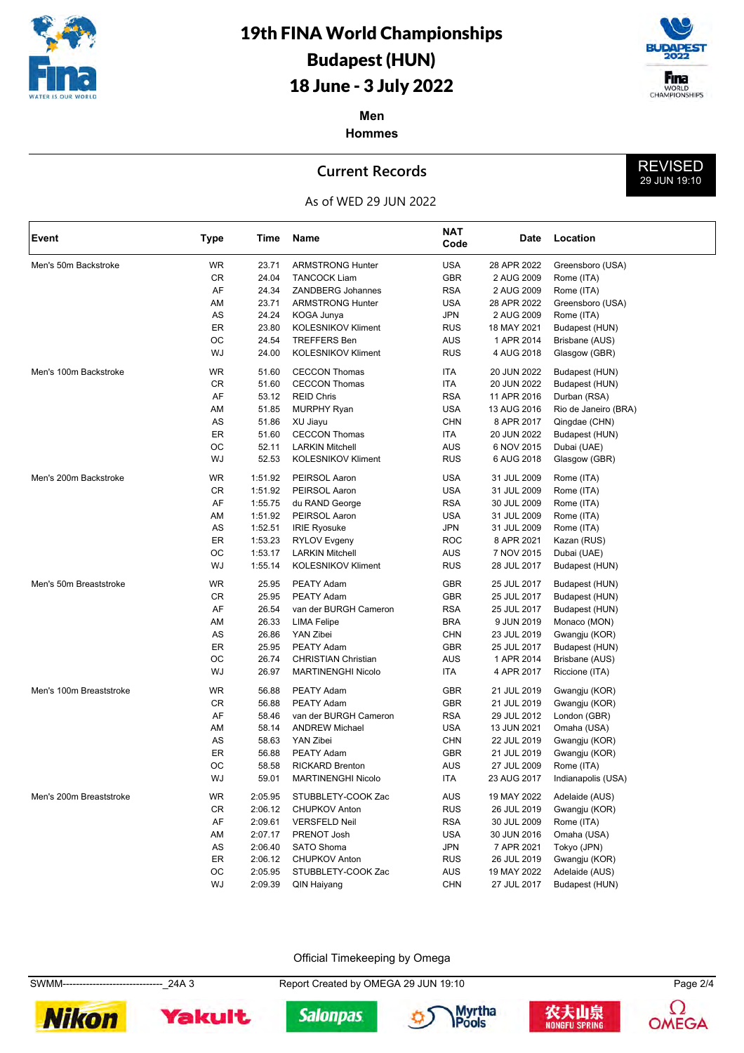# 19th FINA World Championships
# Budapest (HUN)
# 18 June - 3 July 2022

**Men**
**Hommes**

REVISED
29 JUN 19:10

## Current Records

As of WED 29 JUN 2022

| Event | Type | Time | Name | NAT Code | Date | Location |
|---|---|---|---|---|---|---|
| Men's 50m Backstroke | WR | 23.71 | ARMSTRONG Hunter | USA | 28 APR 2022 | Greensboro (USA) |
| | CR | 24.04 | TANCOCK Liam | GBR | 2 AUG 2009 | Rome (ITA) |
| | AF | 24.34 | ZANDBERG Johannes | RSA | 2 AUG 2009 | Rome (ITA) |
| | AM | 23.71 | ARMSTRONG Hunter | USA | 28 APR 2022 | Greensboro (USA) |
| | AS | 24.24 | KOGA Junya | JPN | 2 AUG 2009 | Rome (ITA) |
| | ER | 23.80 | KOLESNIKOV Kliment | RUS | 18 MAY 2021 | Budapest (HUN) |
| | OC | 24.54 | TREFFERS Ben | AUS | 1 APR 2014 | Brisbane (AUS) |
| | WJ | 24.00 | KOLESNIKOV Kliment | RUS | 4 AUG 2018 | Glasgow (GBR) |
| Men's 100m Backstroke | WR | 51.60 | CECCON Thomas | ITA | 20 JUN 2022 | Budapest (HUN) |
| | CR | 51.60 | CECCON Thomas | ITA | 20 JUN 2022 | Budapest (HUN) |
| | AF | 53.12 | REID Chris | RSA | 11 APR 2016 | Durban (RSA) |
| | AM | 51.85 | MURPHY Ryan | USA | 13 AUG 2016 | Rio de Janeiro (BRA) |
| | AS | 51.86 | XU Jiayu | CHN | 8 APR 2017 | Qingdae (CHN) |
| | ER | 51.60 | CECCON Thomas | ITA | 20 JUN 2022 | Budapest (HUN) |
| | OC | 52.11 | LARKIN Mitchell | AUS | 6 NOV 2015 | Dubai (UAE) |
| | WJ | 52.53 | KOLESNIKOV Kliment | RUS | 6 AUG 2018 | Glasgow (GBR) |
| Men's 200m Backstroke | WR | 1:51.92 | PEIRSOL Aaron | USA | 31 JUL 2009 | Rome (ITA) |
| | CR | 1:51.92 | PEIRSOL Aaron | USA | 31 JUL 2009 | Rome (ITA) |
| | AF | 1:55.75 | du RAND George | RSA | 30 JUL 2009 | Rome (ITA) |
| | AM | 1:51.92 | PEIRSOL Aaron | USA | 31 JUL 2009 | Rome (ITA) |
| | AS | 1:52.51 | IRIE Ryosuke | JPN | 31 JUL 2009 | Rome (ITA) |
| | ER | 1:53.23 | RYLOV Evgeny | ROC | 8 APR 2021 | Kazan (RUS) |
| | OC | 1:53.17 | LARKIN Mitchell | AUS | 7 NOV 2015 | Dubai (UAE) |
| | WJ | 1:55.14 | KOLESNIKOV Kliment | RUS | 28 JUL 2017 | Budapest (HUN) |
| Men's 50m Breaststroke | WR | 25.95 | PEATY Adam | GBR | 25 JUL 2017 | Budapest (HUN) |
| | CR | 25.95 | PEATY Adam | GBR | 25 JUL 2017 | Budapest (HUN) |
| | AF | 26.54 | van der BURGH Cameron | RSA | 25 JUL 2017 | Budapest (HUN) |
| | AM | 26.33 | LIMA Felipe | BRA | 9 JUN 2019 | Monaco (MON) |
| | AS | 26.86 | YAN Zibei | CHN | 23 JUL 2019 | Gwangju (KOR) |
| | ER | 25.95 | PEATY Adam | GBR | 25 JUL 2017 | Budapest (HUN) |
| | OC | 26.74 | CHRISTIAN Christian | AUS | 1 APR 2014 | Brisbane (AUS) |
| | WJ | 26.97 | MARTINENGHI Nicolo | ITA | 4 APR 2017 | Riccione (ITA) |
| Men's 100m Breaststroke | WR | 56.88 | PEATY Adam | GBR | 21 JUL 2019 | Gwangju (KOR) |
| | CR | 56.88 | PEATY Adam | GBR | 21 JUL 2019 | Gwangju (KOR) |
| | AF | 58.46 | van der BURGH Cameron | RSA | 29 JUL 2012 | London (GBR) |
| | AM | 58.14 | ANDREW Michael | USA | 13 JUN 2021 | Omaha (USA) |
| | AS | 58.63 | YAN Zibei | CHN | 22 JUL 2019 | Gwangju (KOR) |
| | ER | 56.88 | PEATY Adam | GBR | 21 JUL 2019 | Gwangju (KOR) |
| | OC | 58.58 | RICKARD Brenton | AUS | 27 JUL 2009 | Rome (ITA) |
| | WJ | 59.01 | MARTINENGHI Nicolo | ITA | 23 AUG 2017 | Indianapolis (USA) |
| Men's 200m Breaststroke | WR | 2:05.95 | STUBBLETY-COOK Zac | AUS | 19 MAY 2022 | Adelaide (AUS) |
| | CR | 2:06.12 | CHUPKOV Anton | RUS | 26 JUL 2019 | Gwangju (KOR) |
| | AF | 2:09.61 | VERSFELD Neil | RSA | 30 JUL 2009 | Rome (ITA) |
| | AM | 2:07.17 | PRENOT Josh | USA | 30 JUN 2016 | Omaha (USA) |
| | AS | 2:06.40 | SATO Shoma | JPN | 7 APR 2021 | Tokyo (JPN) |
| | ER | 2:06.12 | CHUPKOV Anton | RUS | 26 JUL 2019 | Gwangju (KOR) |
| | OC | 2:05.95 | STUBBLETY-COOK Zac | AUS | 19 MAY 2022 | Adelaide (AUS) |
| | WJ | 2:09.39 | QIN Haiyang | CHN | 27 JUL 2017 | Budapest (HUN) |

Official Timekeeping by Omega

SWMM-------------------------------_24A 3 | Report Created by OMEGA 29 JUN 19:10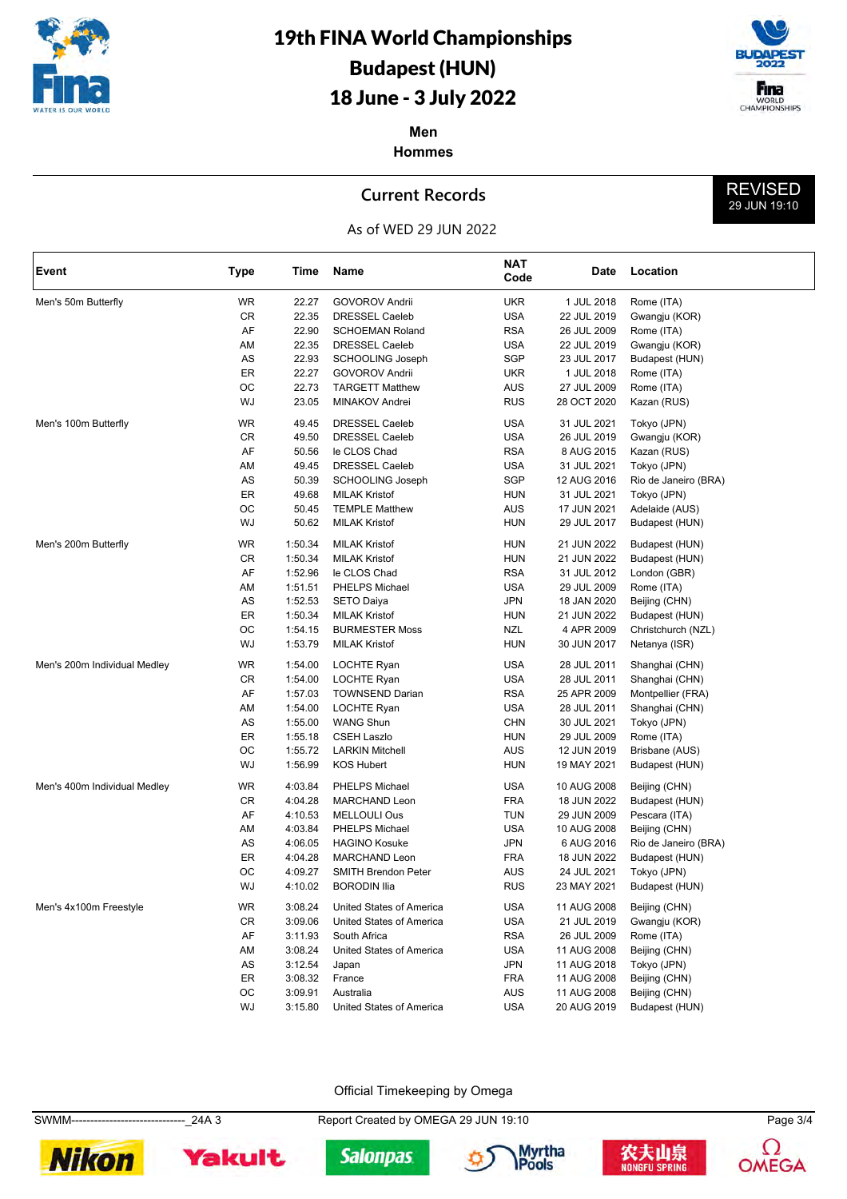# 19th FINA World Championships
# Budapest (HUN)
# 18 June - 3 July 2022

**Men**
**Hommes**

## Current Records

REVISED 29 JUN 19:10

As of WED 29 JUN 2022

| Event | Type | Time | Name | NAT Code | Date | Location |
|---|---|---|---|---|---|---|
| Men's 50m Butterfly | WR | 22.27 | GOVOROV Andrii | UKR | 1 JUL 2018 | Rome (ITA) |
| | CR | 22.35 | DRESSEL Caeleb | USA | 22 JUL 2019 | Gwangju (KOR) |
| | AF | 22.90 | SCHOEMAN Roland | RSA | 26 JUL 2009 | Rome (ITA) |
| | AM | 22.35 | DRESSEL Caeleb | USA | 22 JUL 2019 | Gwangju (KOR) |
| | AS | 22.93 | SCHOOLING Joseph | SGP | 23 JUL 2017 | Budapest (HUN) |
| | ER | 22.27 | GOVOROV Andrii | UKR | 1 JUL 2018 | Rome (ITA) |
| | OC | 22.73 | TARGETT Matthew | AUS | 27 JUL 2009 | Rome (ITA) |
| | WJ | 23.05 | MINAKOV Andrei | RUS | 28 OCT 2020 | Kazan (RUS) |
| Men's 100m Butterfly | WR | 49.45 | DRESSEL Caeleb | USA | 31 JUL 2021 | Tokyo (JPN) |
| | CR | 49.50 | DRESSEL Caeleb | USA | 26 JUL 2019 | Gwangju (KOR) |
| | AF | 50.56 | le CLOS Chad | RSA | 8 AUG 2015 | Kazan (RUS) |
| | AM | 49.45 | DRESSEL Caeleb | USA | 31 JUL 2021 | Tokyo (JPN) |
| | AS | 50.39 | SCHOOLING Joseph | SGP | 12 AUG 2016 | Rio de Janeiro (BRA) |
| | ER | 49.68 | MILAK Kristof | HUN | 31 JUL 2021 | Tokyo (JPN) |
| | OC | 50.45 | TEMPLE Matthew | AUS | 17 JUN 2021 | Adelaide (AUS) |
| | WJ | 50.62 | MILAK Kristof | HUN | 29 JUL 2017 | Budapest (HUN) |
| Men's 200m Butterfly | WR | 1:50.34 | MILAK Kristof | HUN | 21 JUN 2022 | Budapest (HUN) |
| | CR | 1:50.34 | MILAK Kristof | HUN | 21 JUN 2022 | Budapest (HUN) |
| | AF | 1:52.96 | le CLOS Chad | RSA | 31 JUL 2012 | London (GBR) |
| | AM | 1:51.51 | PHELPS Michael | USA | 29 JUL 2009 | Rome (ITA) |
| | AS | 1:52.53 | SETO Daiya | JPN | 18 JAN 2020 | Beijing (CHN) |
| | ER | 1:50.34 | MILAK Kristof | HUN | 21 JUN 2022 | Budapest (HUN) |
| | OC | 1:54.15 | BURMESTER Moss | NZL | 4 APR 2009 | Christchurch (NZL) |
| | WJ | 1:53.79 | MILAK Kristof | HUN | 30 JUN 2017 | Netanya (ISR) |
| Men's 200m Individual Medley | WR | 1:54.00 | LOCHTE Ryan | USA | 28 JUL 2011 | Shanghai (CHN) |
| | CR | 1:54.00 | LOCHTE Ryan | USA | 28 JUL 2011 | Shanghai (CHN) |
| | AF | 1:57.03 | TOWNSEND Darian | RSA | 25 APR 2009 | Montpellier (FRA) |
| | AM | 1:54.00 | LOCHTE Ryan | USA | 28 JUL 2011 | Shanghai (CHN) |
| | AS | 1:55.00 | WANG Shun | CHN | 30 JUL 2021 | Tokyo (JPN) |
| | ER | 1:55.18 | CSEH Laszlo | HUN | 29 JUL 2009 | Rome (ITA) |
| | OC | 1:55.72 | LARKIN Mitchell | AUS | 12 JUN 2019 | Brisbane (AUS) |
| | WJ | 1:56.99 | KOS Hubert | HUN | 19 MAY 2021 | Budapest (HUN) |
| Men's 400m Individual Medley | WR | 4:03.84 | PHELPS Michael | USA | 10 AUG 2008 | Beijing (CHN) |
| | CR | 4:04.28 | MARCHAND Leon | FRA | 18 JUN 2022 | Budapest (HUN) |
| | AF | 4:10.53 | MELLOULI Ous | TUN | 29 JUN 2009 | Pescara (ITA) |
| | AM | 4:03.84 | PHELPS Michael | USA | 10 AUG 2008 | Beijing (CHN) |
| | AS | 4:06.05 | HAGINO Kosuke | JPN | 6 AUG 2016 | Rio de Janeiro (BRA) |
| | ER | 4:04.28 | MARCHAND Leon | FRA | 18 JUN 2022 | Budapest (HUN) |
| | OC | 4:09.27 | SMITH Brendon Peter | AUS | 24 JUL 2021 | Tokyo (JPN) |
| | WJ | 4:10.02 | BORODIN Ilia | RUS | 23 MAY 2021 | Budapest (HUN) |
| Men's 4x100m Freestyle | WR | 3:08.24 | United States of America | USA | 11 AUG 2008 | Beijing (CHN) |
| | CR | 3:09.06 | United States of America | USA | 21 JUL 2019 | Gwangju (KOR) |
| | AF | 3:11.93 | South Africa | RSA | 26 JUL 2009 | Rome (ITA) |
| | AM | 3:08.24 | United States of America | USA | 11 AUG 2008 | Beijing (CHN) |
| | AS | 3:12.54 | Japan | JPN | 11 AUG 2018 | Tokyo (JPN) |
| | ER | 3:08.32 | France | FRA | 11 AUG 2008 | Beijing (CHN) |
| | OC | 3:09.91 | Australia | AUS | 11 AUG 2008 | Beijing (CHN) |
| | WJ | 3:15.80 | United States of America | USA | 20 AUG 2019 | Budapest (HUN) |

Official Timekeeping by Omega

SWMM------------------------------_24A 3 Report Created by OMEGA 29 JUN 19:10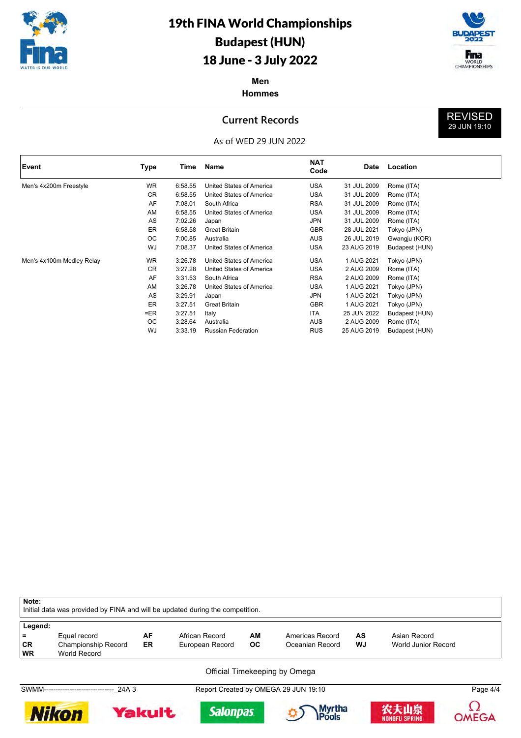# 19th FINA World Championships

## Budapest (HUN)

## 18 June - 3 July 2022

**Men**
**Hommes**

## Current Records

REVISED
29 JUN 19:10

As of WED 29 JUN 2022

| Event | Type | Time | Name | NAT Code | Date | Location |
|---|---|---|---|---|---|---|
| Men's 4x200m Freestyle | WR | 6:58.55 | United States of America | USA | 31 JUL 2009 | Rome (ITA) |
| | CR | 6:58.55 | United States of America | USA | 31 JUL 2009 | Rome (ITA) |
| | AF | 7:08.01 | South Africa | RSA | 31 JUL 2009 | Rome (ITA) |
| | AM | 6:58.55 | United States of America | USA | 31 JUL 2009 | Rome (ITA) |
| | AS | 7:02.26 | Japan | JPN | 31 JUL 2009 | Rome (ITA) |
| | ER | 6:58.58 | Great Britain | GBR | 28 JUL 2021 | Tokyo (JPN) |
| | OC | 7:00.85 | Australia | AUS | 26 JUL 2019 | Gwangju (KOR) |
| | WJ | 7:08.37 | United States of America | USA | 23 AUG 2019 | Budapest (HUN) |
| Men's 4x100m Medley Relay | WR | 3:26.78 | United States of America | USA | 1 AUG 2021 | Tokyo (JPN) |
| | CR | 3:27.28 | United States of America | USA | 2 AUG 2009 | Rome (ITA) |
| | AF | 3:31.53 | South Africa | RSA | 2 AUG 2009 | Rome (ITA) |
| | AM | 3:26.78 | United States of America | USA | 1 AUG 2021 | Tokyo (JPN) |
| | AS | 3:29.91 | Japan | JPN | 1 AUG 2021 | Tokyo (JPN) |
| | ER | 3:27.51 | Great Britain | GBR | 1 AUG 2021 | Tokyo (JPN) |
| | =ER | 3:27.51 | Italy | ITA | 25 JUN 2022 | Budapest (HUN) |
| | OC | 3:28.64 | Australia | AUS | 2 AUG 2009 | Rome (ITA) |
| | WJ | 3:33.19 | Russian Federation | RUS | 25 AUG 2019 | Budapest (HUN) |

**Note:**
Initial data was provided by FINA and will be updated during the competition.

**Legend:**

| | | | | | | | |
|---|---|---|---|---|---|---|---|
| **=** | Equal record | **AF** | African Record | **AM** | Americas Record | **AS** | Asian Record |
| **CR** | Championship Record | **ER** | European Record | **OC** | Oceanian Record | **WJ** | World Junior Record |
| **WR** | World Record | | | | | | |

Official Timekeeping by Omega

SWMM-------------------------------_24A 3 | Report Created by OMEGA 29 JUN 19:10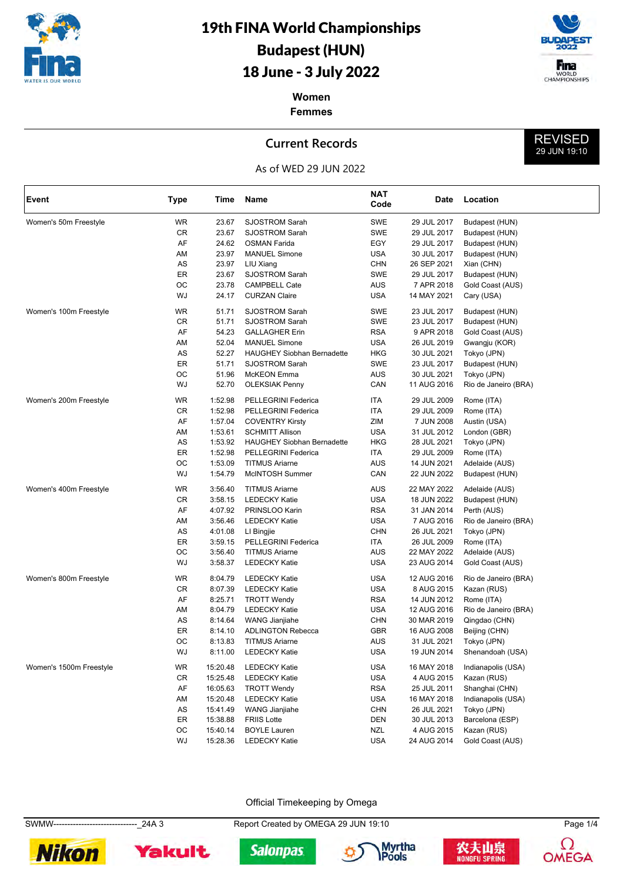# 19th FINA World Championships
# Budapest (HUN)
# 18 June - 3 July 2022

**Women**
**Femmes**

## Current Records

REVISED 29 JUN 19:10

As of WED 29 JUN 2022

| Event | Type | Time | Name | NAT Code | Date | Location |
|---|---|---|---|---|---|---|
| Women's 50m Freestyle | WR | 23.67 | SJOSTROM Sarah | SWE | 29 JUL 2017 | Budapest (HUN) |
| | CR | 23.67 | SJOSTROM Sarah | SWE | 29 JUL 2017 | Budapest (HUN) |
| | AF | 24.62 | OSMAN Farida | EGY | 29 JUL 2017 | Budapest (HUN) |
| | AM | 23.97 | MANUEL Simone | USA | 30 JUL 2017 | Budapest (HUN) |
| | AS | 23.97 | LIU Xiang | CHN | 26 SEP 2021 | Xian (CHN) |
| | ER | 23.67 | SJOSTROM Sarah | SWE | 29 JUL 2017 | Budapest (HUN) |
| | OC | 23.78 | CAMPBELL Cate | AUS | 7 APR 2018 | Gold Coast (AUS) |
| | WJ | 24.17 | CURZAN Claire | USA | 14 MAY 2021 | Cary (USA) |
| Women's 100m Freestyle | WR | 51.71 | SJOSTROM Sarah | SWE | 23 JUL 2017 | Budapest (HUN) |
| | CR | 51.71 | SJOSTROM Sarah | SWE | 23 JUL 2017 | Budapest (HUN) |
| | AF | 54.23 | GALLAGHER Erin | RSA | 9 APR 2018 | Gold Coast (AUS) |
| | AM | 52.04 | MANUEL Simone | USA | 26 JUL 2019 | Gwangju (KOR) |
| | AS | 52.27 | HAUGHEY Siobhan Bernadette | HKG | 30 JUL 2021 | Tokyo (JPN) |
| | ER | 51.71 | SJOSTROM Sarah | SWE | 23 JUL 2017 | Budapest (HUN) |
| | OC | 51.96 | McKEON Emma | AUS | 30 JUL 2021 | Tokyo (JPN) |
| | WJ | 52.70 | OLEKSIAK Penny | CAN | 11 AUG 2016 | Rio de Janeiro (BRA) |
| Women's 200m Freestyle | WR | 1:52.98 | PELLEGRINI Federica | ITA | 29 JUL 2009 | Rome (ITA) |
| | CR | 1:52.98 | PELLEGRINI Federica | ITA | 29 JUL 2009 | Rome (ITA) |
| | AF | 1:57.04 | COVENTRY Kirsty | ZIM | 7 JUN 2008 | Austin (USA) |
| | AM | 1:53.61 | SCHMITT Allison | USA | 31 JUL 2012 | London (GBR) |
| | AS | 1:53.92 | HAUGHEY Siobhan Bernadette | HKG | 28 JUL 2021 | Tokyo (JPN) |
| | ER | 1:52.98 | PELLEGRINI Federica | ITA | 29 JUL 2009 | Rome (ITA) |
| | OC | 1:53.09 | TITMUS Ariarne | AUS | 14 JUN 2021 | Adelaide (AUS) |
| | WJ | 1:54.79 | McINTOSH Summer | CAN | 22 JUN 2022 | Budapest (HUN) |
| Women's 400m Freestyle | WR | 3:56.40 | TITMUS Ariarne | AUS | 22 MAY 2022 | Adelaide (AUS) |
| | CR | 3:58.15 | LEDECKY Katie | USA | 18 JUN 2022 | Budapest (HUN) |
| | AF | 4:07.92 | PRINSLOO Karin | RSA | 31 JAN 2014 | Perth (AUS) |
| | AM | 3:56.46 | LEDECKY Katie | USA | 7 AUG 2016 | Rio de Janeiro (BRA) |
| | AS | 4:01.08 | LI Bingjie | CHN | 26 JUL 2021 | Tokyo (JPN) |
| | ER | 3:59.15 | PELLEGRINI Federica | ITA | 26 JUL 2009 | Rome (ITA) |
| | OC | 3:56.40 | TITMUS Ariarne | AUS | 22 MAY 2022 | Adelaide (AUS) |
| | WJ | 3:58.37 | LEDECKY Katie | USA | 23 AUG 2014 | Gold Coast (AUS) |
| Women's 800m Freestyle | WR | 8:04.79 | LEDECKY Katie | USA | 12 AUG 2016 | Rio de Janeiro (BRA) |
| | CR | 8:07.39 | LEDECKY Katie | USA | 8 AUG 2015 | Kazan (RUS) |
| | AF | 8:25.71 | TROTT Wendy | RSA | 14 JUN 2012 | Rome (ITA) |
| | AM | 8:04.79 | LEDECKY Katie | USA | 12 AUG 2016 | Rio de Janeiro (BRA) |
| | AS | 8:14.64 | WANG Jianjiahe | CHN | 30 MAR 2019 | Qingdao (CHN) |
| | ER | 8:14.10 | ADLINGTON Rebecca | GBR | 16 AUG 2008 | Beijing (CHN) |
| | OC | 8:13.83 | TITMUS Ariarne | AUS | 31 JUL 2021 | Tokyo (JPN) |
| | WJ | 8:11.00 | LEDECKY Katie | USA | 19 JUN 2014 | Shenandoah (USA) |
| Women's 1500m Freestyle | WR | 15:20.48 | LEDECKY Katie | USA | 16 MAY 2018 | Indianapolis (USA) |
| | CR | 15:25.48 | LEDECKY Katie | USA | 4 AUG 2015 | Kazan (RUS) |
| | AF | 16:05.63 | TROTT Wendy | RSA | 25 JUL 2011 | Shanghai (CHN) |
| | AM | 15:20.48 | LEDECKY Katie | USA | 16 MAY 2018 | Indianapolis (USA) |
| | AS | 15:41.49 | WANG Jianjiahe | CHN | 26 JUL 2021 | Tokyo (JPN) |
| | ER | 15:38.88 | FRIIS Lotte | DEN | 30 JUL 2013 | Barcelona (ESP) |
| | OC | 15:40.14 | BOYLE Lauren | NZL | 4 AUG 2015 | Kazan (RUS) |
| | WJ | 15:28.36 | LEDECKY Katie | USA | 24 AUG 2014 | Gold Coast (AUS) |

Official Timekeeping by Omega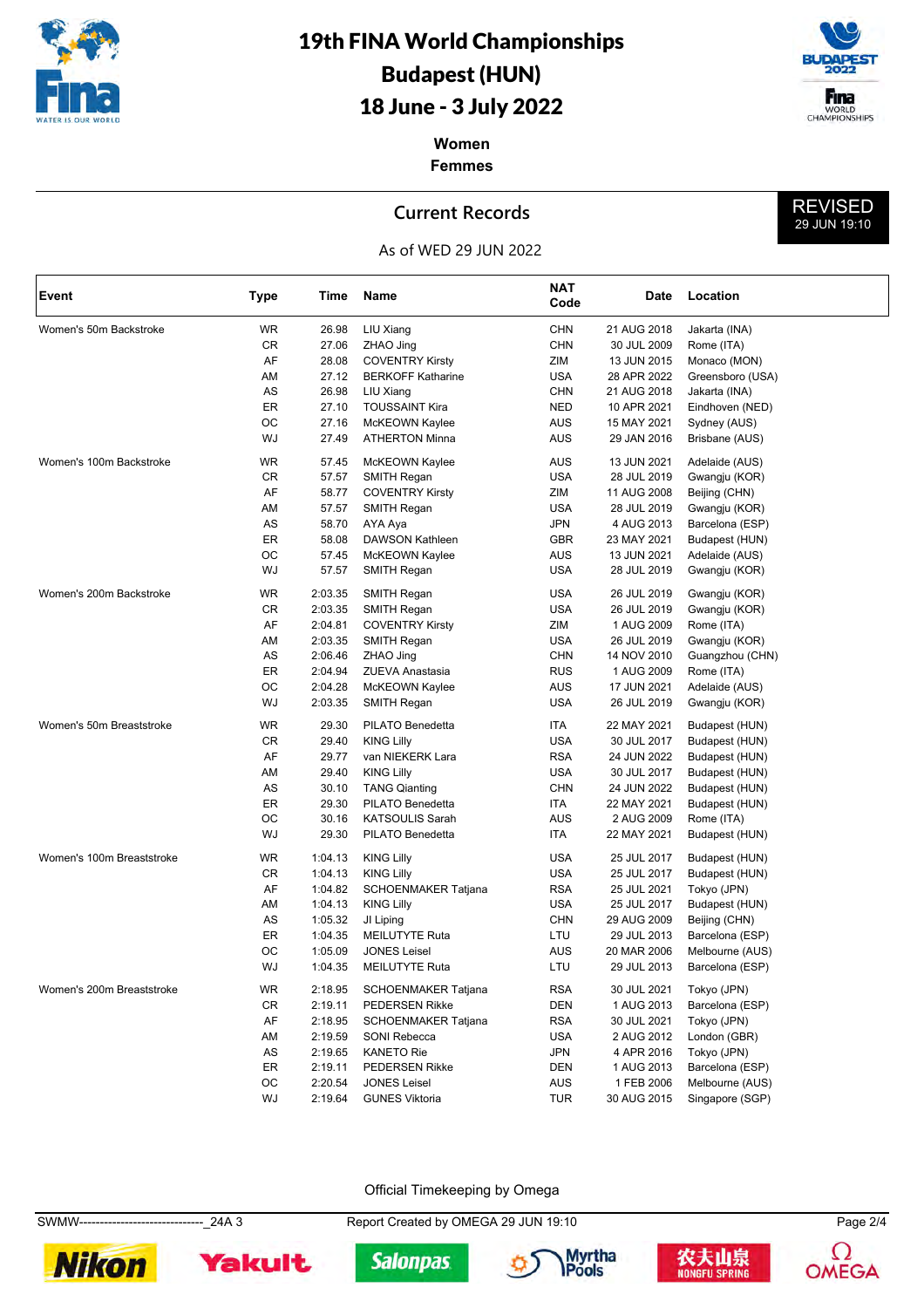# 19th FINA World Championships
## Budapest (HUN)
## 18 June - 3 July 2022

**Women**
**Femmes**

**Current Records**

REVISED
29 JUN 19:10

As of WED 29 JUN 2022

| Event | Type | Time | Name | NAT Code | Date | Location |
|---|---|---|---|---|---|---|
| Women's 50m Backstroke | WR | 26.98 | LIU Xiang | CHN | 21 AUG 2018 | Jakarta (INA) |
| | CR | 27.06 | ZHAO Jing | CHN | 30 JUL 2009 | Rome (ITA) |
| | AF | 28.08 | COVENTRY Kirsty | ZIM | 13 JUN 2015 | Monaco (MON) |
| | AM | 27.12 | BERKOFF Katharine | USA | 28 APR 2022 | Greensboro (USA) |
| | AS | 26.98 | LIU Xiang | CHN | 21 AUG 2018 | Jakarta (INA) |
| | ER | 27.10 | TOUSSAINT Kira | NED | 10 APR 2021 | Eindhoven (NED) |
| | OC | 27.16 | McKEOWN Kaylee | AUS | 15 MAY 2021 | Sydney (AUS) |
| | WJ | 27.49 | ATHERTON Minna | AUS | 29 JAN 2016 | Brisbane (AUS) |
| Women's 100m Backstroke | WR | 57.45 | McKEOWN Kaylee | AUS | 13 JUN 2021 | Adelaide (AUS) |
| | CR | 57.57 | SMITH Regan | USA | 28 JUL 2019 | Gwangju (KOR) |
| | AF | 58.77 | COVENTRY Kirsty | ZIM | 11 AUG 2008 | Beijing (CHN) |
| | AM | 57.57 | SMITH Regan | USA | 28 JUL 2019 | Gwangju (KOR) |
| | AS | 58.70 | AYA Aya | JPN | 4 AUG 2013 | Barcelona (ESP) |
| | ER | 58.08 | DAWSON Kathleen | GBR | 23 MAY 2021 | Budapest (HUN) |
| | OC | 57.45 | McKEOWN Kaylee | AUS | 13 JUN 2021 | Adelaide (AUS) |
| | WJ | 57.57 | SMITH Regan | USA | 28 JUL 2019 | Gwangju (KOR) |
| Women's 200m Backstroke | WR | 2:03.35 | SMITH Regan | USA | 26 JUL 2019 | Gwangju (KOR) |
| | CR | 2:03.35 | SMITH Regan | USA | 26 JUL 2019 | Gwangju (KOR) |
| | AF | 2:04.81 | COVENTRY Kirsty | ZIM | 1 AUG 2009 | Rome (ITA) |
| | AM | 2:03.35 | SMITH Regan | USA | 26 JUL 2019 | Gwangju (KOR) |
| | AS | 2:06.46 | ZHAO Jing | CHN | 14 NOV 2010 | Guangzhou (CHN) |
| | ER | 2:04.94 | ZUEVA Anastasia | RUS | 1 AUG 2009 | Rome (ITA) |
| | OC | 2:04.28 | McKEOWN Kaylee | AUS | 17 JUN 2021 | Adelaide (AUS) |
| | WJ | 2:03.35 | SMITH Regan | USA | 26 JUL 2019 | Gwangju (KOR) |
| Women's 50m Breaststroke | WR | 29.30 | PILATO Benedetta | ITA | 22 MAY 2021 | Budapest (HUN) |
| | CR | 29.40 | KING Lilly | USA | 30 JUL 2017 | Budapest (HUN) |
| | AF | 29.77 | van NIEKERK Lara | RSA | 24 JUN 2022 | Budapest (HUN) |
| | AM | 29.40 | KING Lilly | USA | 30 JUL 2017 | Budapest (HUN) |
| | AS | 30.10 | TANG Qianting | CHN | 24 JUN 2022 | Budapest (HUN) |
| | ER | 29.30 | PILATO Benedetta | ITA | 22 MAY 2021 | Budapest (HUN) |
| | OC | 30.16 | KATSOULIS Sarah | AUS | 2 AUG 2009 | Rome (ITA) |
| | WJ | 29.30 | PILATO Benedetta | ITA | 22 MAY 2021 | Budapest (HUN) |
| Women's 100m Breaststroke | WR | 1:04.13 | KING Lilly | USA | 25 JUL 2017 | Budapest (HUN) |
| | CR | 1:04.13 | KING Lilly | USA | 25 JUL 2017 | Budapest (HUN) |
| | AF | 1:04.82 | SCHOENMAKER Tatjana | RSA | 25 JUL 2021 | Tokyo (JPN) |
| | AM | 1:04.13 | KING Lilly | USA | 25 JUL 2017 | Budapest (HUN) |
| | AS | 1:05.32 | JI Liping | CHN | 29 AUG 2009 | Beijing (CHN) |
| | ER | 1:04.35 | MEILUTYTE Ruta | LTU | 29 JUL 2013 | Barcelona (ESP) |
| | OC | 1:05.09 | JONES Leisel | AUS | 20 MAR 2006 | Melbourne (AUS) |
| | WJ | 1:04.35 | MEILUTYTE Ruta | LTU | 29 JUL 2013 | Barcelona (ESP) |
| Women's 200m Breaststroke | WR | 2:18.95 | SCHOENMAKER Tatjana | RSA | 30 JUL 2021 | Tokyo (JPN) |
| | CR | 2:19.11 | PEDERSEN Rikke | DEN | 1 AUG 2013 | Barcelona (ESP) |
| | AF | 2:18.95 | SCHOENMAKER Tatjana | RSA | 30 JUL 2021 | Tokyo (JPN) |
| | AM | 2:19.59 | SONI Rebecca | USA | 2 AUG 2012 | London (GBR) |
| | AS | 2:19.65 | KANETO Rie | JPN | 4 APR 2016 | Tokyo (JPN) |
| | ER | 2:19.11 | PEDERSEN Rikke | DEN | 1 AUG 2013 | Barcelona (ESP) |
| | OC | 2:20.54 | JONES Leisel | AUS | 1 FEB 2006 | Melbourne (AUS) |
| | WJ | 2:19.64 | GUNES Viktoria | TUR | 30 AUG 2015 | Singapore (SGP) |

Official Timekeeping by Omega

SWMW------------------------------_24A 3    Report Created by OMEGA 29 JUN 19:10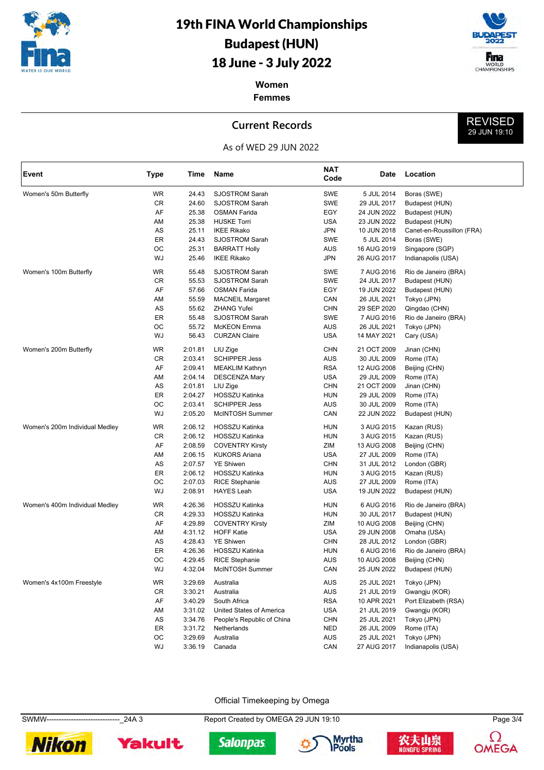# 19th FINA World Championships

## Budapest (HUN)

## 18 June - 3 July 2022

**Women**
**Femmes**

## Current Records

REVISED 29 JUN 19:10

As of WED 29 JUN 2022

| Event | Type | Time | Name | NAT Code | Date | Location |
|---|---|---|---|---|---|---|
| Women's 50m Butterfly | WR | 24.43 | SJOSTROM Sarah | SWE | 5 JUL 2014 | Boras (SWE) |
| | CR | 24.60 | SJOSTROM Sarah | SWE | 29 JUL 2017 | Budapest (HUN) |
| | AF | 25.38 | OSMAN Farida | EGY | 24 JUN 2022 | Budapest (HUN) |
| | AM | 25.38 | HUSKE Torri | USA | 23 JUN 2022 | Budapest (HUN) |
| | AS | 25.11 | IKEE Rikako | JPN | 10 JUN 2018 | Canet-en-Roussillon (FRA) |
| | ER | 24.43 | SJOSTROM Sarah | SWE | 5 JUL 2014 | Boras (SWE) |
| | OC | 25.31 | BARRATT Holly | AUS | 16 AUG 2019 | Singapore (SGP) |
| | WJ | 25.46 | IKEE Rikako | JPN | 26 AUG 2017 | Indianapolis (USA) |
| Women's 100m Butterfly | WR | 55.48 | SJOSTROM Sarah | SWE | 7 AUG 2016 | Rio de Janeiro (BRA) |
| | CR | 55.53 | SJOSTROM Sarah | SWE | 24 JUL 2017 | Budapest (HUN) |
| | AF | 57.66 | OSMAN Farida | EGY | 19 JUN 2022 | Budapest (HUN) |
| | AM | 55.59 | MACNEIL Margaret | CAN | 26 JUL 2021 | Tokyo (JPN) |
| | AS | 55.62 | ZHANG Yufei | CHN | 29 SEP 2020 | Qingdao (CHN) |
| | ER | 55.48 | SJOSTROM Sarah | SWE | 7 AUG 2016 | Rio de Janeiro (BRA) |
| | OC | 55.72 | McKEON Emma | AUS | 26 JUL 2021 | Tokyo (JPN) |
| | WJ | 56.43 | CURZAN Claire | USA | 14 MAY 2021 | Cary (USA) |
| Women's 200m Butterfly | WR | 2:01.81 | LIU Zige | CHN | 21 OCT 2009 | Jinan (CHN) |
| | CR | 2:03.41 | SCHIPPER Jess | AUS | 30 JUL 2009 | Rome (ITA) |
| | AF | 2:09.41 | MEAKLIM Kathryn | RSA | 12 AUG 2008 | Beijing (CHN) |
| | AM | 2:04.14 | DESCENZA Mary | USA | 29 JUL 2009 | Rome (ITA) |
| | AS | 2:01.81 | LIU Zige | CHN | 21 OCT 2009 | Jinan (CHN) |
| | ER | 2:04.27 | HOSSZU Katinka | HUN | 29 JUL 2009 | Rome (ITA) |
| | OC | 2:03.41 | SCHIPPER Jess | AUS | 30 JUL 2009 | Rome (ITA) |
| | WJ | 2:05.20 | McINTOSH Summer | CAN | 22 JUN 2022 | Budapest (HUN) |
| Women's 200m Individual Medley | WR | 2:06.12 | HOSSZU Katinka | HUN | 3 AUG 2015 | Kazan (RUS) |
| | CR | 2:06.12 | HOSSZU Katinka | HUN | 3 AUG 2015 | Kazan (RUS) |
| | AF | 2:08.59 | COVENTRY Kirsty | ZIM | 13 AUG 2008 | Beijing (CHN) |
| | AM | 2:06.15 | KUKORS Ariana | USA | 27 JUL 2009 | Rome (ITA) |
| | AS | 2:07.57 | YE Shiwen | CHN | 31 JUL 2012 | London (GBR) |
| | ER | 2:06.12 | HOSSZU Katinka | HUN | 3 AUG 2015 | Kazan (RUS) |
| | OC | 2:07.03 | RICE Stephanie | AUS | 27 JUL 2009 | Rome (ITA) |
| | WJ | 2:08.91 | HAYES Leah | USA | 19 JUN 2022 | Budapest (HUN) |
| Women's 400m Individual Medley | WR | 4:26.36 | HOSSZU Katinka | HUN | 6 AUG 2016 | Rio de Janeiro (BRA) |
| | CR | 4:29.33 | HOSSZU Katinka | HUN | 30 JUL 2017 | Budapest (HUN) |
| | AF | 4:29.89 | COVENTRY Kirsty | ZIM | 10 AUG 2008 | Beijing (CHN) |
| | AM | 4:31.12 | HOFF Katie | USA | 29 JUN 2008 | Omaha (USA) |
| | AS | 4:28.43 | YE Shiwen | CHN | 28 JUL 2012 | London (GBR) |
| | ER | 4:26.36 | HOSSZU Katinka | HUN | 6 AUG 2016 | Rio de Janeiro (BRA) |
| | OC | 4:29.45 | RICE Stephanie | AUS | 10 AUG 2008 | Beijing (CHN) |
| | WJ | 4:32.04 | McINTOSH Summer | CAN | 25 JUN 2022 | Budapest (HUN) |
| Women's 4x100m Freestyle | WR | 3:29.69 | Australia | AUS | 25 JUL 2021 | Tokyo (JPN) |
| | CR | 3:30.21 | Australia | AUS | 21 JUL 2019 | Gwangju (KOR) |
| | AF | 3:40.29 | South Africa | RSA | 10 APR 2021 | Port Elizabeth (RSA) |
| | AM | 3:31.02 | United States of America | USA | 21 JUL 2019 | Gwangju (KOR) |
| | AS | 3:34.76 | People's Republic of China | CHN | 25 JUL 2021 | Tokyo (JPN) |
| | ER | 3:31.72 | Netherlands | NED | 26 JUL 2009 | Rome (ITA) |
| | OC | 3:29.69 | Australia | AUS | 25 JUL 2021 | Tokyo (JPN) |
| | WJ | 3:36.19 | Canada | CAN | 27 AUG 2017 | Indianapolis (USA) |

Official Timekeeping by Omega

SWMW------------------------------_24A 3 Report Created by OMEGA 29 JUN 19:10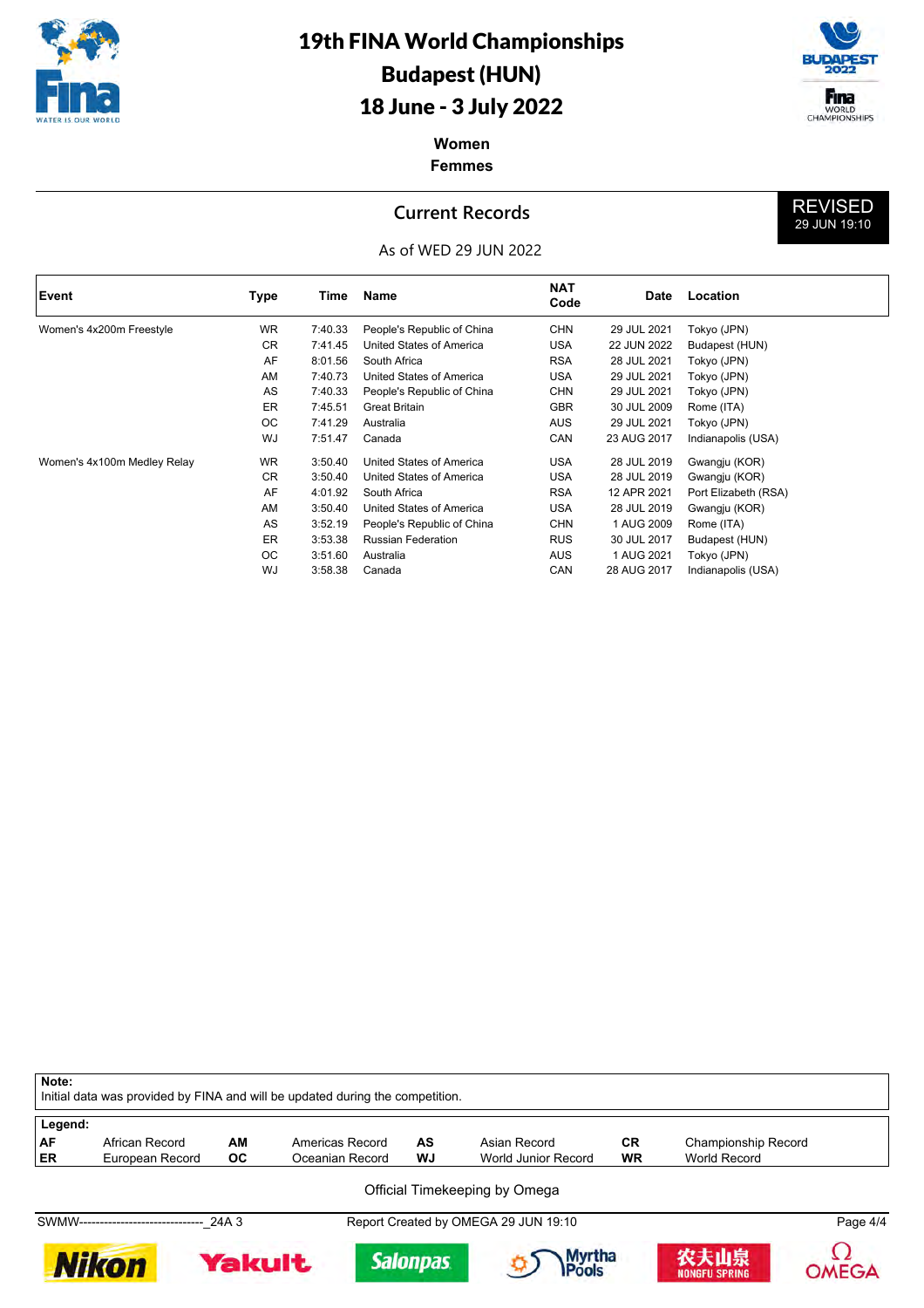# 19th FINA World Championships
## Budapest (HUN)
## 18 June - 3 July 2022

**Women**
**Femmes**

### Current Records

REVISED 29 JUN 19:10

As of WED 29 JUN 2022

| Event | Type | Time | Name | NAT Code | Date | Location |
|---|---|---|---|---|---|---|
| Women's 4x200m Freestyle | WR | 7:40.33 | People's Republic of China | CHN | 29 JUL 2021 | Tokyo (JPN) |
| | CR | 7:41.45 | United States of America | USA | 22 JUN 2022 | Budapest (HUN) |
| | AF | 8:01.56 | South Africa | RSA | 28 JUL 2021 | Tokyo (JPN) |
| | AM | 7:40.73 | United States of America | USA | 29 JUL 2021 | Tokyo (JPN) |
| | AS | 7:40.33 | People's Republic of China | CHN | 29 JUL 2021 | Tokyo (JPN) |
| | ER | 7:45.51 | Great Britain | GBR | 30 JUL 2009 | Rome (ITA) |
| | OC | 7:41.29 | Australia | AUS | 29 JUL 2021 | Tokyo (JPN) |
| | WJ | 7:51.47 | Canada | CAN | 23 AUG 2017 | Indianapolis (USA) |
| Women's 4x100m Medley Relay | WR | 3:50.40 | United States of America | USA | 28 JUL 2019 | Gwangju (KOR) |
| | CR | 3:50.40 | United States of America | USA | 28 JUL 2019 | Gwangju (KOR) |
| | AF | 4:01.92 | South Africa | RSA | 12 APR 2021 | Port Elizabeth (RSA) |
| | AM | 3:50.40 | United States of America | USA | 28 JUL 2019 | Gwangju (KOR) |
| | AS | 3:52.19 | People's Republic of China | CHN | 1 AUG 2009 | Rome (ITA) |
| | ER | 3:53.38 | Russian Federation | RUS | 30 JUL 2017 | Budapest (HUN) |
| | OC | 3:51.60 | Australia | AUS | 1 AUG 2021 | Tokyo (JPN) |
| | WJ | 3:58.38 | Canada | CAN | 28 AUG 2017 | Indianapolis (USA) |

**Note:**
Initial data was provided by FINA and will be updated during the competition.

**Legend:**

| | | | | | | | |
|---|---|---|---|---|---|---|---|
| **AF** | African Record | **AM** | Americas Record | **AS** | Asian Record | **CR** | Championship Record |
| **ER** | European Record | **OC** | Oceanian Record | **WJ** | World Junior Record | **WR** | World Record |

Official Timekeeping by Omega

SWMW------------------------------_24A 3 — Report Created by OMEGA 29 JUN 19:10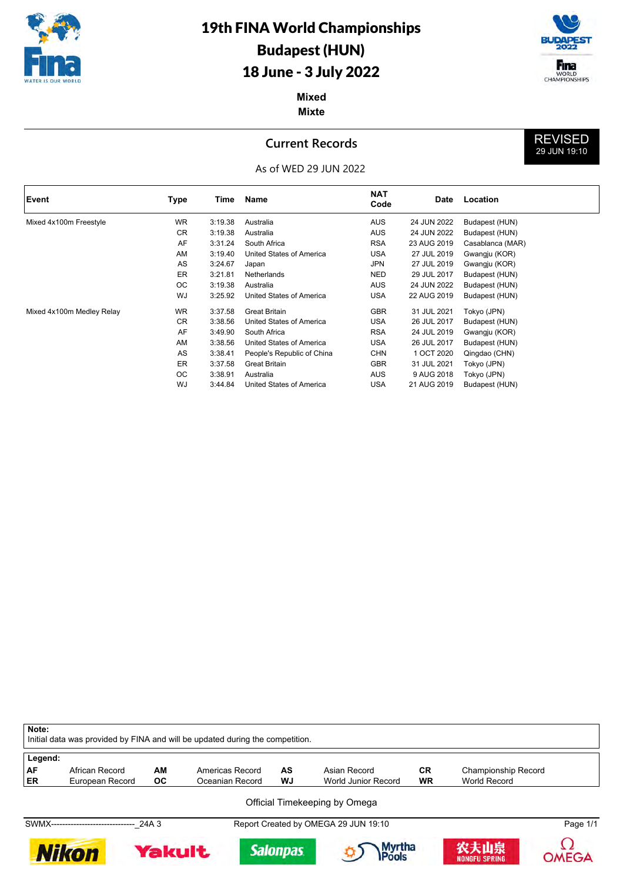# 19th FINA World Championships
## Budapest (HUN)
## 18 June - 3 July 2022

**Mixed**
**Mixte**

## Current Records

**REVISED**
29 JUN 19:10

As of WED 29 JUN 2022

| Event | Type | Time | Name | NAT Code | Date | Location |
|---|---|---|---|---|---|---|
| Mixed 4x100m Freestyle | WR | 3:19.38 | Australia | AUS | 24 JUN 2022 | Budapest (HUN) |
| | CR | 3:19.38 | Australia | AUS | 24 JUN 2022 | Budapest (HUN) |
| | AF | 3:31.24 | South Africa | RSA | 23 AUG 2019 | Casablanca (MAR) |
| | AM | 3:19.40 | United States of America | USA | 27 JUL 2019 | Gwangju (KOR) |
| | AS | 3:24.67 | Japan | JPN | 27 JUL 2019 | Gwangju (KOR) |
| | ER | 3:21.81 | Netherlands | NED | 29 JUL 2017 | Budapest (HUN) |
| | OC | 3:19.38 | Australia | AUS | 24 JUN 2022 | Budapest (HUN) |
| | WJ | 3:25.92 | United States of America | USA | 22 AUG 2019 | Budapest (HUN) |
| Mixed 4x100m Medley Relay | WR | 3:37.58 | Great Britain | GBR | 31 JUL 2021 | Tokyo (JPN) |
| | CR | 3:38.56 | United States of America | USA | 26 JUL 2017 | Budapest (HUN) |
| | AF | 3:49.90 | South Africa | RSA | 24 JUL 2019 | Gwangju (KOR) |
| | AM | 3:38.56 | United States of America | USA | 26 JUL 2017 | Budapest (HUN) |
| | AS | 3:38.41 | People's Republic of China | CHN | 1 OCT 2020 | Qingdao (CHN) |
| | ER | 3:37.58 | Great Britain | GBR | 31 JUL 2021 | Tokyo (JPN) |
| | OC | 3:38.91 | Australia | AUS | 9 AUG 2018 | Tokyo (JPN) |
| | WJ | 3:44.84 | United States of America | USA | 21 AUG 2019 | Budapest (HUN) |

**Note:**
Initial data was provided by FINA and will be updated during the competition.

**Legend:**

| | | | | | | | |
|---|---|---|---|---|---|---|---|
| **AF** | African Record | **AM** | Americas Record | **AS** | Asian Record | **CR** | Championship Record |
| **ER** | European Record | **OC** | Oceanian Record | **WJ** | World Junior Record | **WR** | World Record |

Official Timekeeping by Omega

SWMX------------------------------_24A 3 Report Created by OMEGA 29 JUN 19:10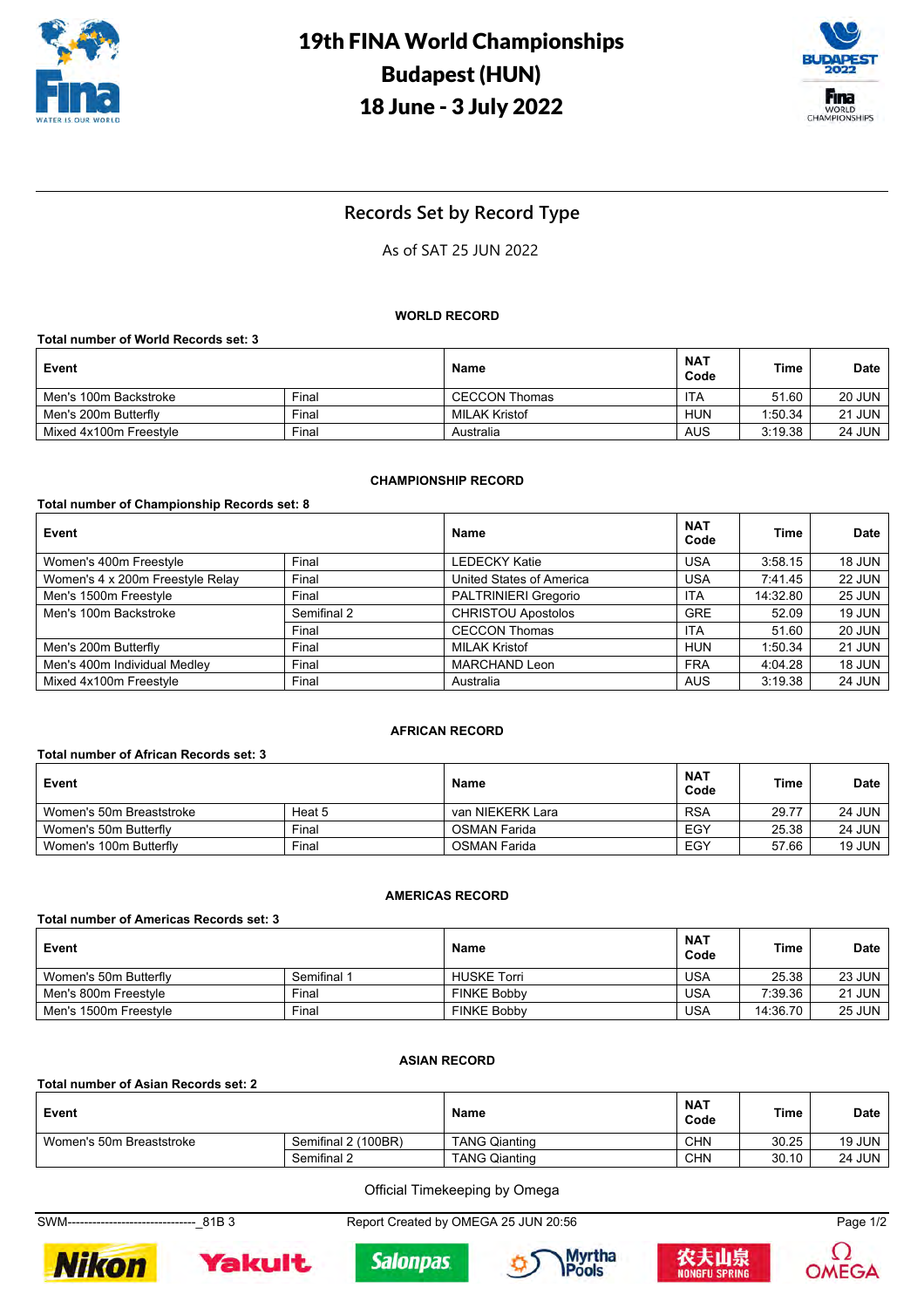# 19th FINA World Championships
# Budapest (HUN)
# 18 June - 3 July 2022

## Records Set by Record Type

As of SAT 25 JUN 2022

### WORLD RECORD

**Total number of World Records set: 3**

| Event | | Name | NAT Code | Time | Date |
|---|---|---|---|---|---|
| Men's 100m Backstroke | Final | CECCON Thomas | ITA | 51.60 | 20 JUN |
| Men's 200m Butterfly | Final | MILAK Kristof | HUN | 1:50.34 | 21 JUN |
| Mixed 4x100m Freestyle | Final | Australia | AUS | 3:19.38 | 24 JUN |

### CHAMPIONSHIP RECORD

**Total number of Championship Records set: 8**

| Event | | Name | NAT Code | Time | Date |
|---|---|---|---|---|---|
| Women's 400m Freestyle | Final | LEDECKY Katie | USA | 3:58.15 | 18 JUN |
| Women's 4 x 200m Freestyle Relay | Final | United States of America | USA | 7:41.45 | 22 JUN |
| Men's 1500m Freestyle | Final | PALTRINIERI Gregorio | ITA | 14:32.80 | 25 JUN |
| Men's 100m Backstroke | Semifinal 2 | CHRISTOU Apostolos | GRE | 52.09 | 19 JUN |
| | Final | CECCON Thomas | ITA | 51.60 | 20 JUN |
| Men's 200m Butterfly | Final | MILAK Kristof | HUN | 1:50.34 | 21 JUN |
| Men's 400m Individual Medley | Final | MARCHAND Leon | FRA | 4:04.28 | 18 JUN |
| Mixed 4x100m Freestyle | Final | Australia | AUS | 3:19.38 | 24 JUN |

### AFRICAN RECORD

**Total number of African Records set: 3**

| Event | | Name | NAT Code | Time | Date |
|---|---|---|---|---|---|
| Women's 50m Breaststroke | Heat 5 | van NIEKERK Lara | RSA | 29.77 | 24 JUN |
| Women's 50m Butterfly | Final | OSMAN Farida | EGY | 25.38 | 24 JUN |
| Women's 100m Butterfly | Final | OSMAN Farida | EGY | 57.66 | 19 JUN |

### AMERICAS RECORD

**Total number of Americas Records set: 3**

| Event | | Name | NAT Code | Time | Date |
|---|---|---|---|---|---|
| Women's 50m Butterfly | Semifinal 1 | HUSKE Torri | USA | 25.38 | 23 JUN |
| Men's 800m Freestyle | Final | FINKE Bobby | USA | 7:39.36 | 21 JUN |
| Men's 1500m Freestyle | Final | FINKE Bobby | USA | 14:36.70 | 25 JUN |

### ASIAN RECORD

**Total number of Asian Records set: 2**

| Event | | Name | NAT Code | Time | Date |
|---|---|---|---|---|---|
| Women's 50m Breaststroke | Semifinal 2 (100BR) | TANG Qianting | CHN | 30.25 | 19 JUN |
| | Semifinal 2 | TANG Qianting | CHN | 30.10 | 24 JUN |

Official Timekeeping by Omega

SWM-------------------------------_81B 3    Report Created by OMEGA 25 JUN 20:56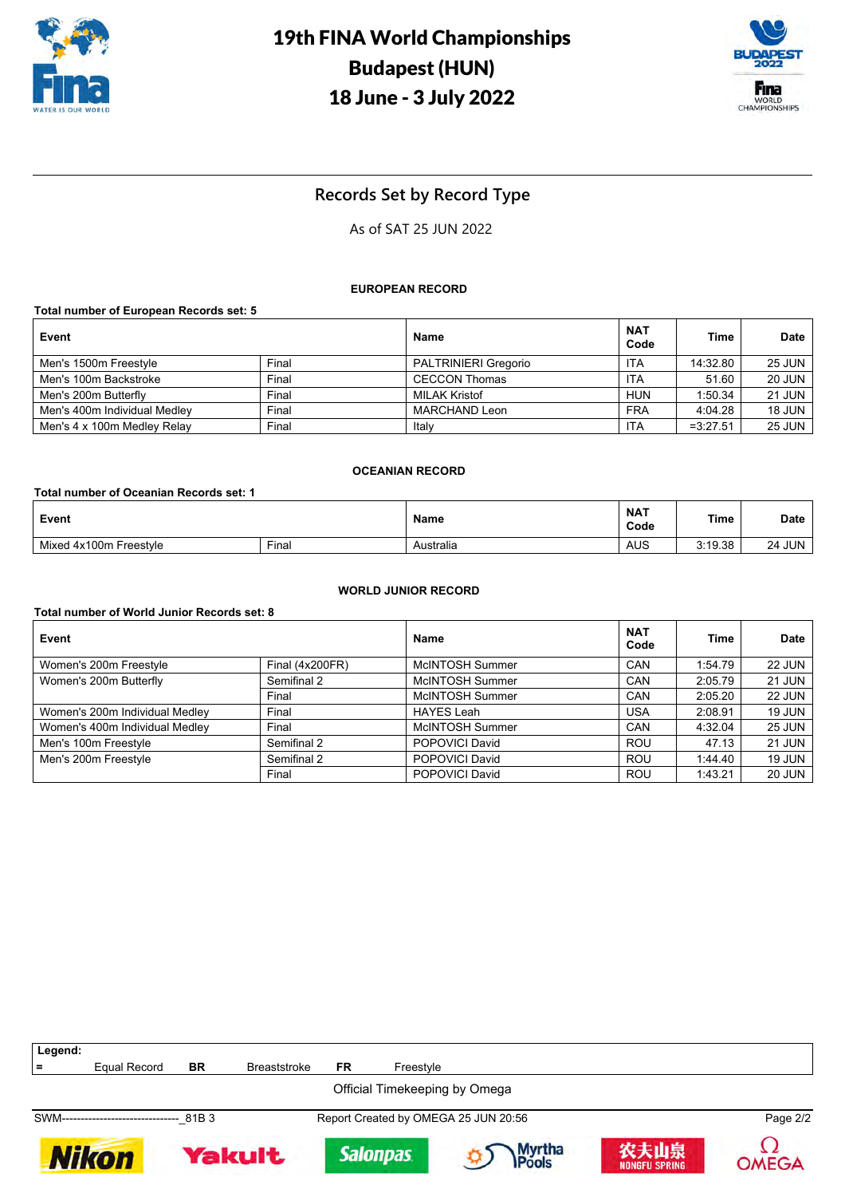# 19th FINA World Championships
# Budapest (HUN)
# 18 June - 3 July 2022

## Records Set by Record Type

As of SAT 25 JUN 2022

### EUROPEAN RECORD

**Total number of European Records set: 5**

| Event | | Name | NAT Code | Time | Date |
|---|---|---|---|---|---|
| Men's 1500m Freestyle | Final | PALTRINIERI Gregorio | ITA | 14:32.80 | 25 JUN |
| Men's 100m Backstroke | Final | CECCON Thomas | ITA | 51.60 | 20 JUN |
| Men's 200m Butterfly | Final | MILAK Kristof | HUN | 1:50.34 | 21 JUN |
| Men's 400m Individual Medley | Final | MARCHAND Leon | FRA | 4:04.28 | 18 JUN |
| Men's 4 x 100m Medley Relay | Final | Italy | ITA | =3:27.51 | 25 JUN |

### OCEANIAN RECORD

**Total number of Oceanian Records set: 1**

| Event | | Name | NAT Code | Time | Date |
|---|---|---|---|---|---|
| Mixed 4x100m Freestyle | Final | Australia | AUS | 3:19.38 | 24 JUN |

### WORLD JUNIOR RECORD

**Total number of World Junior Records set: 8**

| Event | | Name | NAT Code | Time | Date |
|---|---|---|---|---|---|
| Women's 200m Freestyle | Final (4x200FR) | McINTOSH Summer | CAN | 1:54.79 | 22 JUN |
| Women's 200m Butterfly | Semifinal 2 | McINTOSH Summer | CAN | 2:05.79 | 21 JUN |
| | Final | McINTOSH Summer | CAN | 2:05.20 | 22 JUN |
| Women's 200m Individual Medley | Final | HAYES Leah | USA | 2:08.91 | 19 JUN |
| Women's 400m Individual Medley | Final | McINTOSH Summer | CAN | 4:32.04 | 25 JUN |
| Men's 100m Freestyle | Semifinal 2 | POPOVICI David | ROU | 47.13 | 21 JUN |
| Men's 200m Freestyle | Semifinal 2 | POPOVICI David | ROU | 1:44.40 | 19 JUN |
| | Final | POPOVICI David | ROU | 1:43.21 | 20 JUN |

**Legend:**

| = | Equal Record | BR | Breaststroke | FR | Freestyle |
|---|---|---|---|---|---|

Official Timekeeping by Omega

SWM-------------------------------_81B 3 Report Created by OMEGA 25 JUN 20:56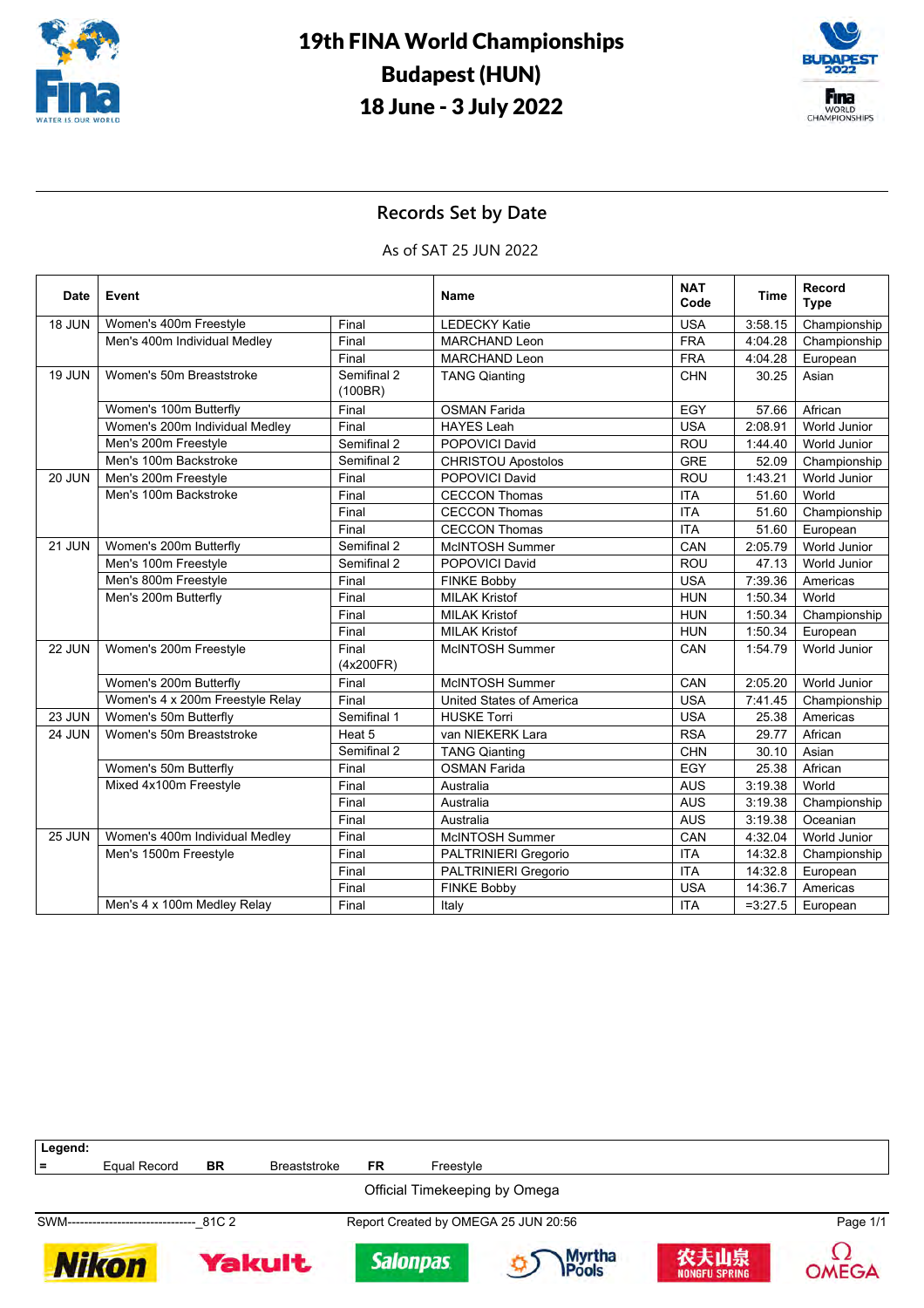# 19th FINA World Championships
# Budapest (HUN)
# 18 June - 3 July 2022

## Records Set by Date

As of SAT 25 JUN 2022

| Date | Event | | Name | NAT Code | Time | Record Type |
|---|---|---|---|---|---|---|
| 18 JUN | Women's 400m Freestyle | Final | LEDECKY Katie | USA | 3:58.15 | Championship |
| | Men's 400m Individual Medley | Final | MARCHAND Leon | FRA | 4:04.28 | Championship |
| | | Final | MARCHAND Leon | FRA | 4:04.28 | European |
| 19 JUN | Women's 50m Breaststroke | Semifinal 2 (100BR) | TANG Qianting | CHN | 30.25 | Asian |
| | Women's 100m Butterfly | Final | OSMAN Farida | EGY | 57.66 | African |
| | Women's 200m Individual Medley | Final | HAYES Leah | USA | 2:08.91 | World Junior |
| | Men's 200m Freestyle | Semifinal 2 | POPOVICI David | ROU | 1:44.40 | World Junior |
| | Men's 100m Backstroke | Semifinal 2 | CHRISTOU Apostolos | GRE | 52.09 | Championship |
| 20 JUN | Men's 200m Freestyle | Final | POPOVICI David | ROU | 1:43.21 | World Junior |
| | Men's 100m Backstroke | Final | CECCON Thomas | ITA | 51.60 | World |
| | | Final | CECCON Thomas | ITA | 51.60 | Championship |
| | | Final | CECCON Thomas | ITA | 51.60 | European |
| 21 JUN | Women's 200m Butterfly | Semifinal 2 | McINTOSH Summer | CAN | 2:05.79 | World Junior |
| | Men's 100m Freestyle | Semifinal 2 | POPOVICI David | ROU | 47.13 | World Junior |
| | Men's 800m Freestyle | Final | FINKE Bobby | USA | 7:39.36 | Americas |
| | Men's 200m Butterfly | Final | MILAK Kristof | HUN | 1:50.34 | World |
| | | Final | MILAK Kristof | HUN | 1:50.34 | Championship |
| | | Final | MILAK Kristof | HUN | 1:50.34 | European |
| 22 JUN | Women's 200m Freestyle | Final (4x200FR) | McINTOSH Summer | CAN | 1:54.79 | World Junior |
| | Women's 200m Butterfly | Final | McINTOSH Summer | CAN | 2:05.20 | World Junior |
| | Women's 4 x 200m Freestyle Relay | Final | United States of America | USA | 7:41.45 | Championship |
| 23 JUN | Women's 50m Butterfly | Semifinal 1 | HUSKE Torri | USA | 25.38 | Americas |
| 24 JUN | Women's 50m Breaststroke | Heat 5 | van NIEKERK Lara | RSA | 29.77 | African |
| | | Semifinal 2 | TANG Qianting | CHN | 30.10 | Asian |
| | Women's 50m Butterfly | Final | OSMAN Farida | EGY | 25.38 | African |
| | Mixed 4x100m Freestyle | Final | Australia | AUS | 3:19.38 | World |
| | | Final | Australia | AUS | 3:19.38 | Championship |
| | | Final | Australia | AUS | 3:19.38 | Oceanian |
| 25 JUN | Women's 400m Individual Medley | Final | McINTOSH Summer | CAN | 4:32.04 | World Junior |
| | Men's 1500m Freestyle | Final | PALTRINIERI Gregorio | ITA | 14:32.8 | Championship |
| | | Final | PALTRINIERI Gregorio | ITA | 14:32.8 | European |
| | | Final | FINKE Bobby | USA | 14:36.7 | Americas |
| | Men's 4 x 100m Medley Relay | Final | Italy | ITA | =3:27.5 | European |

**Legend:**

| | | | | | |
|---|---|---|---|---|---|
| = | Equal Record | BR | Breaststroke | FR | Freestyle |

Official Timekeeping by Omega

SWM-------------------------------_81C 2 Report Created by OMEGA 25 JUN 20:56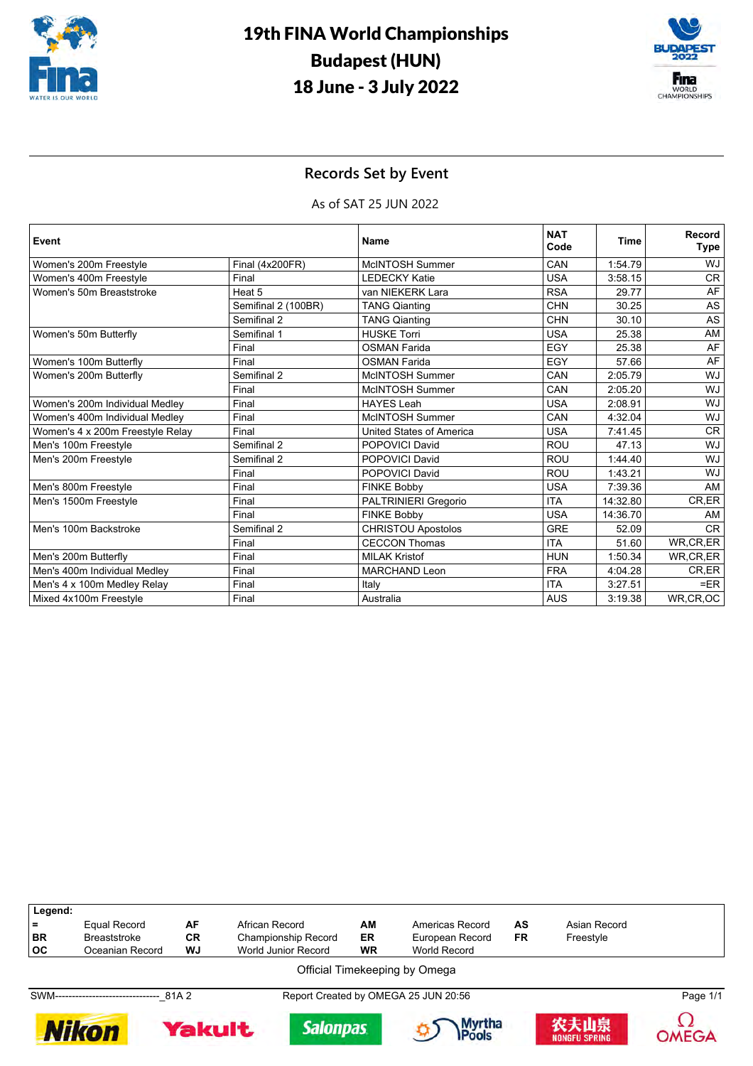# 19th FINA World Championships
# Budapest (HUN)
# 18 June - 3 July 2022

## Records Set by Event

As of SAT 25 JUN 2022

| Event | | Name | NAT Code | Time | Record Type |
|---|---|---|---|---|---|
| Women's 200m Freestyle | Final (4x200FR) | McINTOSH Summer | CAN | 1:54.79 | WJ |
| Women's 400m Freestyle | Final | LEDECKY Katie | USA | 3:58.15 | CR |
| Women's 50m Breaststroke | Heat 5 | van NIEKERK Lara | RSA | 29.77 | AF |
| | Semifinal 2 (100BR) | TANG Qianting | CHN | 30.25 | AS |
| | Semifinal 2 | TANG Qianting | CHN | 30.10 | AS |
| Women's 50m Butterfly | Semifinal 1 | HUSKE Torri | USA | 25.38 | AM |
| | Final | OSMAN Farida | EGY | 25.38 | AF |
| Women's 100m Butterfly | Final | OSMAN Farida | EGY | 57.66 | AF |
| Women's 200m Butterfly | Semifinal 2 | McINTOSH Summer | CAN | 2:05.79 | WJ |
| | Final | McINTOSH Summer | CAN | 2:05.20 | WJ |
| Women's 200m Individual Medley | Final | HAYES Leah | USA | 2:08.91 | WJ |
| Women's 400m Individual Medley | Final | McINTOSH Summer | CAN | 4:32.04 | WJ |
| Women's 4 x 200m Freestyle Relay | Final | United States of America | USA | 7:41.45 | CR |
| Men's 100m Freestyle | Semifinal 2 | POPOVICI David | ROU | 47.13 | WJ |
| Men's 200m Freestyle | Semifinal 2 | POPOVICI David | ROU | 1:44.40 | WJ |
| | Final | POPOVICI David | ROU | 1:43.21 | WJ |
| Men's 800m Freestyle | Final | FINKE Bobby | USA | 7:39.36 | AM |
| Men's 1500m Freestyle | Final | PALTRINIERI Gregorio | ITA | 14:32.80 | CR,ER |
| | Final | FINKE Bobby | USA | 14:36.70 | AM |
| Men's 100m Backstroke | Semifinal 2 | CHRISTOU Apostolos | GRE | 52.09 | CR |
| | Final | CECCON Thomas | ITA | 51.60 | WR,CR,ER |
| Men's 200m Butterfly | Final | MILAK Kristof | HUN | 1:50.34 | WR,CR,ER |
| Men's 400m Individual Medley | Final | MARCHAND Leon | FRA | 4:04.28 | CR,ER |
| Men's 4 x 100m Medley Relay | Final | Italy | ITA | 3:27.51 | =ER |
| Mixed 4x100m Freestyle | Final | Australia | AUS | 3:19.38 | WR,CR,OC |

**Legend:**

| | | | | | | | | | |
|---|---|---|---|---|---|---|---|---|---|
| **=** | Equal Record | **AF** | African Record | **AM** | Americas Record | **AS** | Asian Record | | |
| **BR** | Breaststroke | **CR** | Championship Record | **ER** | European Record | **FR** | Freestyle | | |
| **OC** | Oceanian Record | **WJ** | World Junior Record | **WR** | World Record | | | | |

Official Timekeeping by Omega

SWM-------------------------------_81A 2 Report Created by OMEGA 25 JUN 20:56